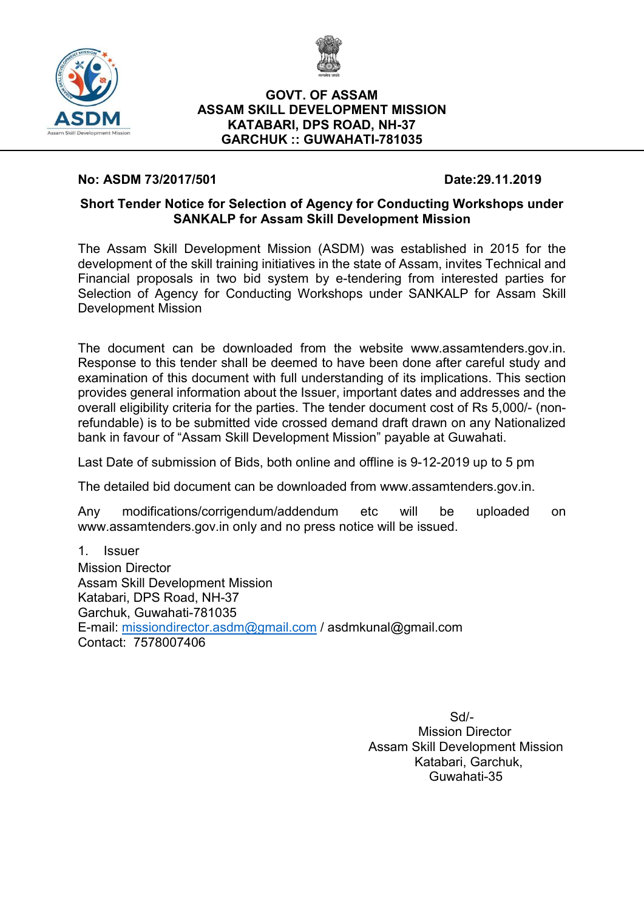**GOVT. OF ASSAM**
**ASSAM SKILL DEVELOPMENT MISSION**
**KATABARI, DPS ROAD, NH-37**
**GARCHUK :: GUWAHATI-781035**

**No: ASDM 73/2017/501** **Date:29.11.2019**

## Short Tender Notice for Selection of Agency for Conducting Workshops under SANKALP for Assam Skill Development Mission

The Assam Skill Development Mission (ASDM) was established in 2015 for the development of the skill training initiatives in the state of Assam, invites Technical and Financial proposals in two bid system by e-tendering from interested parties for Selection of Agency for Conducting Workshops under SANKALP for Assam Skill Development Mission

The document can be downloaded from the website www.assamtenders.gov.in. Response to this tender shall be deemed to have been done after careful study and examination of this document with full understanding of its implications. This section provides general information about the Issuer, important dates and addresses and the overall eligibility criteria for the parties. The tender document cost of Rs 5,000/- (non-refundable) is to be submitted vide crossed demand draft drawn on any Nationalized bank in favour of "Assam Skill Development Mission" payable at Guwahati.

Last Date of submission of Bids, both online and offline is 9-12-2019 up to 5 pm

The detailed bid document can be downloaded from www.assamtenders.gov.in.

Any modifications/corrigendum/addendum etc will be uploaded on www.assamtenders.gov.in only and no press notice will be issued.

1. Issuer

Mission Director
Assam Skill Development Mission
Katabari, DPS Road, NH-37
Garchuk, Guwahati-781035
E-mail: missiondirector.asdm@gmail.com / asdmkunal@gmail.com
Contact: 7578007406

Sd/-
Mission Director
Assam Skill Development Mission
Katabari, Garchuk,
Guwahati-35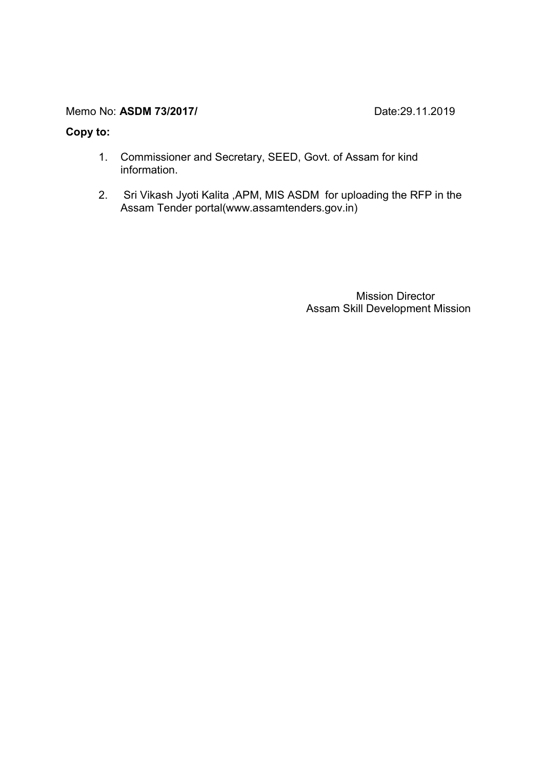Memo No: **ASDM 73/2017/** Date:29.11.2019

**Copy to:**

1. Commissioner and Secretary, SEED, Govt. of Assam for kind information.
2. Sri Vikash Jyoti Kalita ,APM, MIS ASDM for uploading the RFP in the Assam Tender portal(www.assamtenders.gov.in)

Mission Director
Assam Skill Development Mission